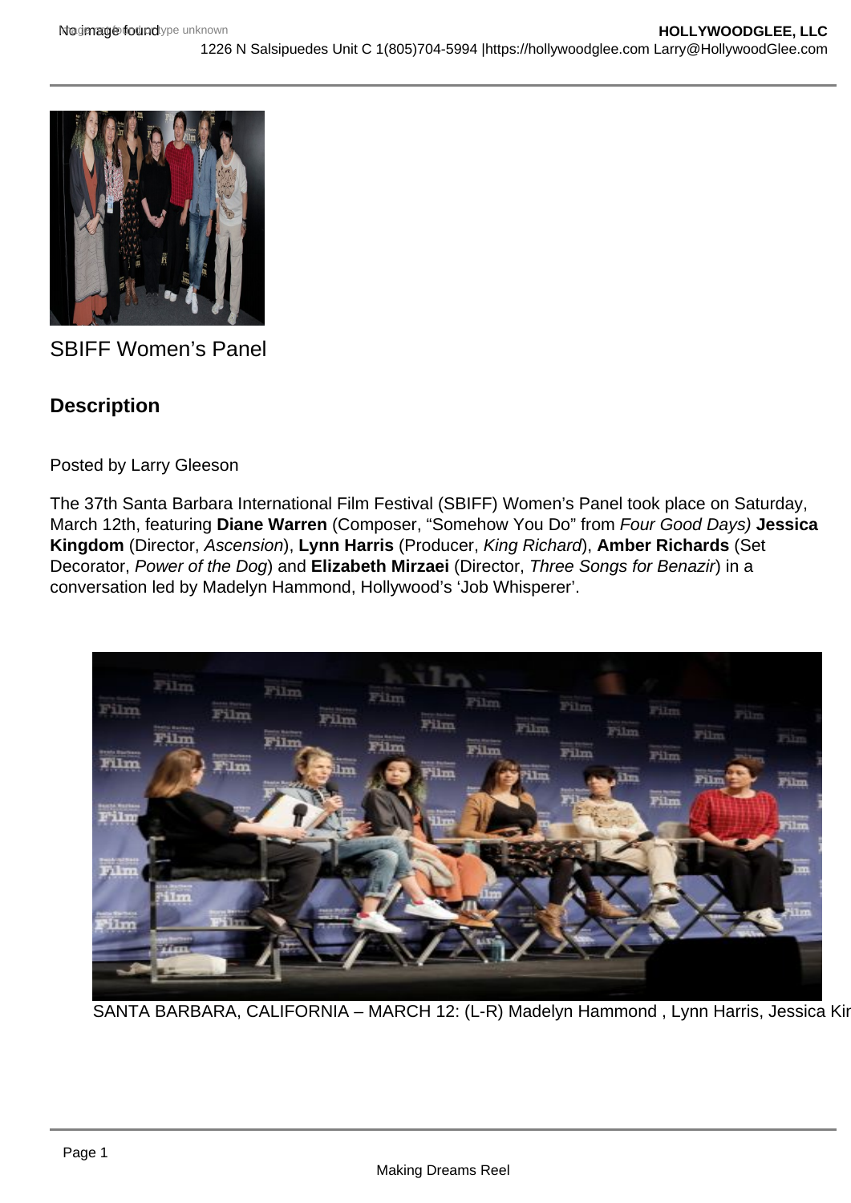SBIFF Women's Panel

## Description

Posted by Larry Gleeson

The 37th Santa Barbara International Film Festival (SBIFF) Women's Panel took place on Saturday, March 12th, featuring **Diane Warren** (Composer, "Somehow You Do" from *Four Good Days)* **Jessica Kingdom** (Director, *Ascension*), **Lynn Harris** (Producer, *King Richard*), **Amber Richards** (Set Decorator, *Power of the Dog*) and **Elizabeth Mirzaei** (Director, *Three Songs for Benazir*) in a conversation led by Madelyn Hammond, Hollywood's 'Job Whisperer'.

SANTA BARBARA, CALIFORNIA – MARCH 12: (L-R) Madelyn Hammond , Lynn Harris, Jessica Kir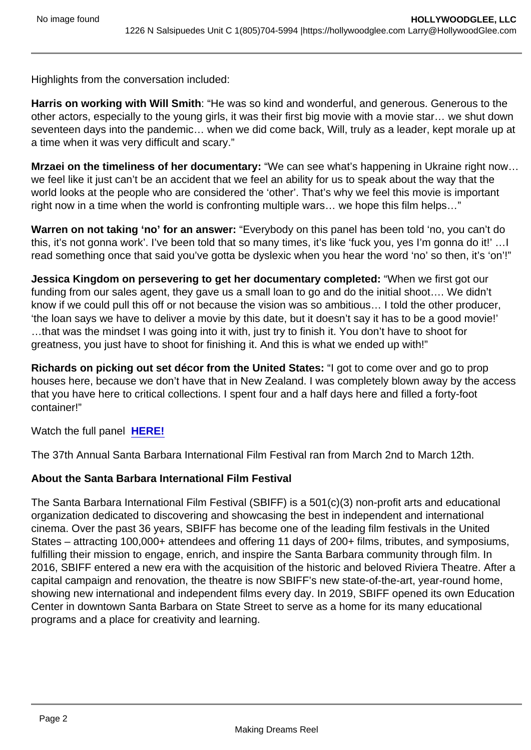Highlights from the conversation included:

**Harris on working with Will Smith**: “He was so kind and wonderful, and generous. Generous to the other actors, especially to the young girls, it was their first big movie with a movie star… we shut down seventeen days into the pandemic… when we did come back, Will, truly as a leader, kept morale up at a time when it was very difficult and scary.”

**Mrzaei on the timeliness of her documentary:** “We can see what’s happening in Ukraine right now… we feel like it just can’t be an accident that we feel an ability for us to speak about the way that the world looks at the people who are considered the ‘other’. That’s why we feel this movie is important right now in a time when the world is confronting multiple wars… we hope this film helps…”

**Warren on not taking ‘no’ for an answer:** “Everybody on this panel has been told ‘no, you can’t do this, it’s not gonna work’. I’ve been told that so many times, it’s like ‘fuck you, yes I’m gonna do it!’ …I read something once that said you’ve gotta be dyslexic when you hear the word ‘no’ so then, it’s ‘on’!”

**Jessica Kingdom on persevering to get her documentary completed:** “When we first got our funding from our sales agent, they gave us a small loan to go and do the initial shoot…. We didn’t know if we could pull this off or not because the vision was so ambitious… I told the other producer, ‘the loan says we have to deliver a movie by this date, but it doesn’t say it has to be a good movie!’ …that was the mindset I was going into it with, just try to finish it. You don’t have to shoot for greatness, you just have to shoot for finishing it. And this is what we ended up with!”

**Richards on picking out set décor from the United States:** “I got to come over and go to prop houses here, because we don’t have that in New Zealand. I was completely blown away by the access that you have here to critical collections. I spent four and a half days here and filled a forty-foot container!”

Watch the full panel [HERE!]

The 37th Annual Santa Barbara International Film Festival ran from March 2nd to March 12th.

**About the Santa Barbara International Film Festival**

The Santa Barbara International Film Festival (SBIFF) is a 501(c)(3) non-profit arts and educational organization dedicated to discovering and showcasing the best in independent and international cinema. Over the past 36 years, SBIFF has become one of the leading film festivals in the United States – attracting 100,000+ attendees and offering 11 days of 200+ films, tributes, and symposiums, fulfilling their mission to engage, enrich, and inspire the Santa Barbara community through film. In 2016, SBIFF entered a new era with the acquisition of the historic and beloved Riviera Theatre. After a capital campaign and renovation, the theatre is now SBIFF’s new state-of-the-art, year-round home, showing new international and independent films every day. In 2019, SBIFF opened its own Education Center in downtown Santa Barbara on State Street to serve as a home for its many educational programs and a place for creativity and learning.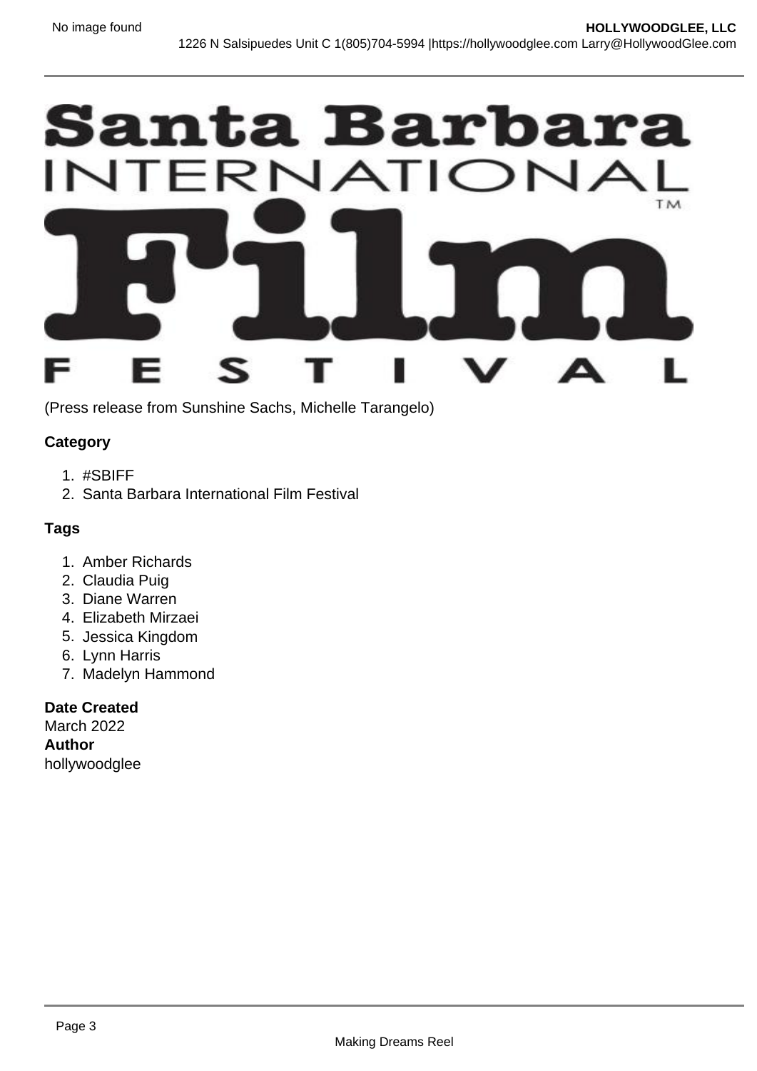Santa Barbara INTERNATIONAL Film FESTIVAL

(Press release from Sunshine Sachs, Michelle Tarangelo)

**Category**

1. #SBIFF
2. Santa Barbara International Film Festival

**Tags**

1. Amber Richards
2. Claudia Puig
3. Diane Warren
4. Elizabeth Mirzaei
5. Jessica Kingdom
6. Lynn Harris
7. Madelyn Hammond

**Date Created**
March 2022
**Author**
hollywoodglee